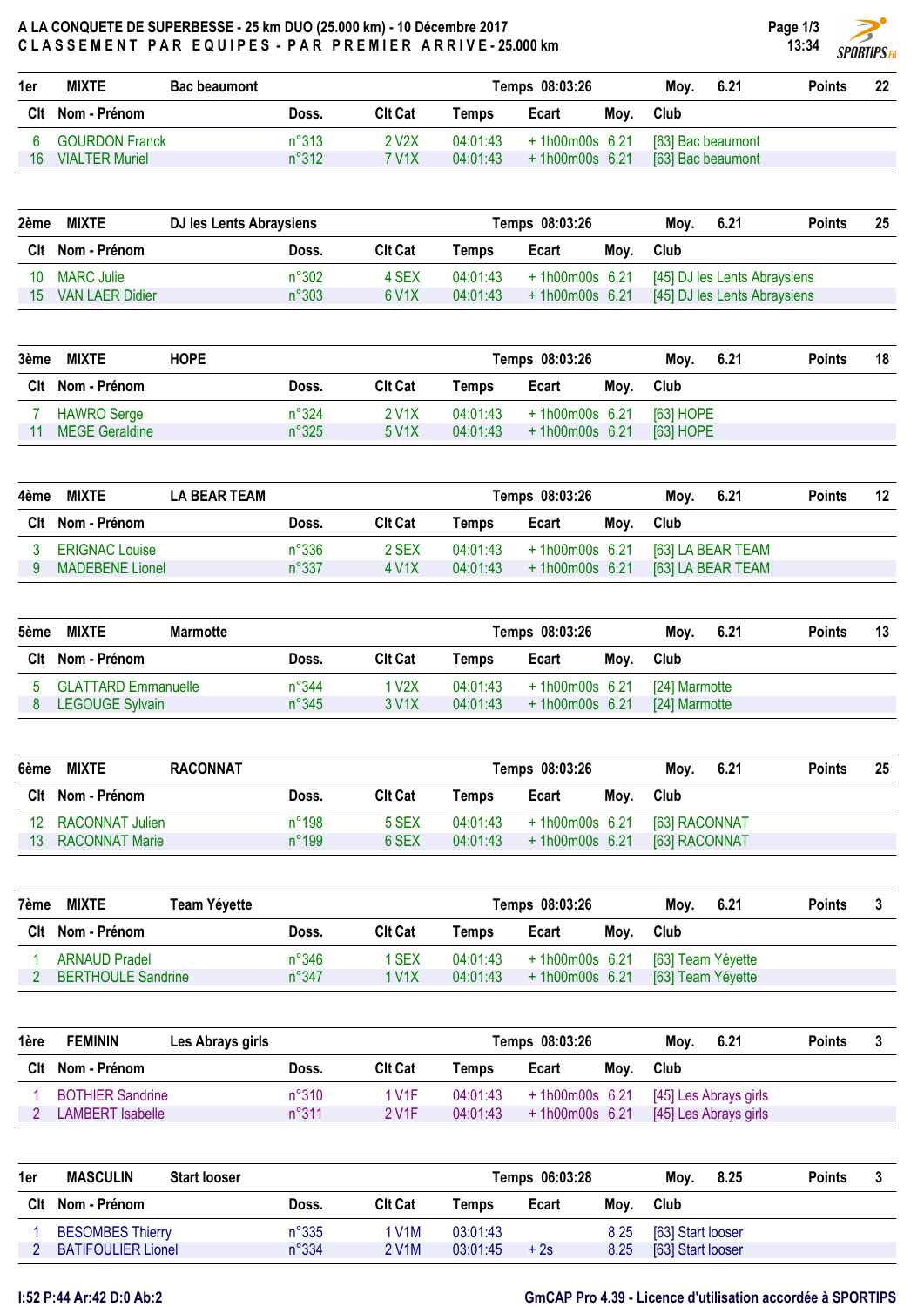# A LA CONQUETE DE SUPERBESSE - 25 km DUO (25.000 km) - 10 Décembre 2017

## CLASSEMENT PAR EQUIPES - PAR PREMIER ARRIVE - 25.000 km

**1er MIXTE Bac beaumont** — Temps 08:03:26 — Moy. 6.21 — Points 22

| Clt | Nom - Prénom | Doss. | Clt Cat | Temps | Ecart | Moy. | Club |
|---|---|---|---|---|---|---|---|
| 6 | GOURDON Franck | n°313 | 2 V2X | 04:01:43 | + 1h00m00s | 6.21 | [63] Bac beaumont |
| 16 | VIALTER Muriel | n°312 | 7 V1X | 04:01:43 | + 1h00m00s | 6.21 | [63] Bac beaumont |

**2ème MIXTE DJ les Lents Abraysiens** — Temps 08:03:26 — Moy. 6.21 — Points 25

| Clt | Nom - Prénom | Doss. | Clt Cat | Temps | Ecart | Moy. | Club |
|---|---|---|---|---|---|---|---|
| 10 | MARC Julie | n°302 | 4 SEX | 04:01:43 | + 1h00m00s | 6.21 | [45] DJ les Lents Abraysiens |
| 15 | VAN LAER Didier | n°303 | 6 V1X | 04:01:43 | + 1h00m00s | 6.21 | [45] DJ les Lents Abraysiens |

**3ème MIXTE HOPE** — Temps 08:03:26 — Moy. 6.21 — Points 18

| Clt | Nom - Prénom | Doss. | Clt Cat | Temps | Ecart | Moy. | Club |
|---|---|---|---|---|---|---|---|
| 7 | HAWRO Serge | n°324 | 2 V1X | 04:01:43 | + 1h00m00s | 6.21 | [63] HOPE |
| 11 | MEGE Geraldine | n°325 | 5 V1X | 04:01:43 | + 1h00m00s | 6.21 | [63] HOPE |

**4ème MIXTE LA BEAR TEAM** — Temps 08:03:26 — Moy. 6.21 — Points 12

| Clt | Nom - Prénom | Doss. | Clt Cat | Temps | Ecart | Moy. | Club |
|---|---|---|---|---|---|---|---|
| 3 | ERIGNAC Louise | n°336 | 2 SEX | 04:01:43 | + 1h00m00s | 6.21 | [63] LA BEAR TEAM |
| 9 | MADEBENE Lionel | n°337 | 4 V1X | 04:01:43 | + 1h00m00s | 6.21 | [63] LA BEAR TEAM |

**5ème MIXTE Marmotte** — Temps 08:03:26 — Moy. 6.21 — Points 13

| Clt | Nom - Prénom | Doss. | Clt Cat | Temps | Ecart | Moy. | Club |
|---|---|---|---|---|---|---|---|
| 5 | GLATTARD Emmanuelle | n°344 | 1 V2X | 04:01:43 | + 1h00m00s | 6.21 | [24] Marmotte |
| 8 | LEGOUGE Sylvain | n°345 | 3 V1X | 04:01:43 | + 1h00m00s | 6.21 | [24] Marmotte |

**6ème MIXTE RACONNAT** — Temps 08:03:26 — Moy. 6.21 — Points 25

| Clt | Nom - Prénom | Doss. | Clt Cat | Temps | Ecart | Moy. | Club |
|---|---|---|---|---|---|---|---|
| 12 | RACONNAT Julien | n°198 | 5 SEX | 04:01:43 | + 1h00m00s | 6.21 | [63] RACONNAT |
| 13 | RACONNAT Marie | n°199 | 6 SEX | 04:01:43 | + 1h00m00s | 6.21 | [63] RACONNAT |

**7ème MIXTE Team Yéyette** — Temps 08:03:26 — Moy. 6.21 — Points 3

| Clt | Nom - Prénom | Doss. | Clt Cat | Temps | Ecart | Moy. | Club |
|---|---|---|---|---|---|---|---|
| 1 | ARNAUD Pradel | n°346 | 1 SEX | 04:01:43 | + 1h00m00s | 6.21 | [63] Team Yéyette |
| 2 | BERTHOULE Sandrine | n°347 | 1 V1X | 04:01:43 | + 1h00m00s | 6.21 | [63] Team Yéyette |

**1ère FEMININ Les Abrays girls** — Temps 08:03:26 — Moy. 6.21 — Points 3

| Clt | Nom - Prénom | Doss. | Clt Cat | Temps | Ecart | Moy. | Club |
|---|---|---|---|---|---|---|---|
| 1 | BOTHIER Sandrine | n°310 | 1 V1F | 04:01:43 | + 1h00m00s | 6.21 | [45] Les Abrays girls |
| 2 | LAMBERT Isabelle | n°311 | 2 V1F | 04:01:43 | + 1h00m00s | 6.21 | [45] Les Abrays girls |

**1er MASCULIN Start looser** — Temps 06:03:28 — Moy. 8.25 — Points 3

| Clt | Nom - Prénom | Doss. | Clt Cat | Temps | Ecart | Moy. | Club |
|---|---|---|---|---|---|---|---|
| 1 | BESOMBES Thierry | n°335 | 1 V1M | 03:01:43 | | 8.25 | [63] Start looser |
| 2 | BATIFOULIER Lionel | n°334 | 2 V1M | 03:01:45 | + 2s | 8.25 | [63] Start looser |

I:52 P:44 Ar:42 D:0 Ab:2

GmCAP Pro 4.39 - Licence d'utilisation accordée à SPORTIPS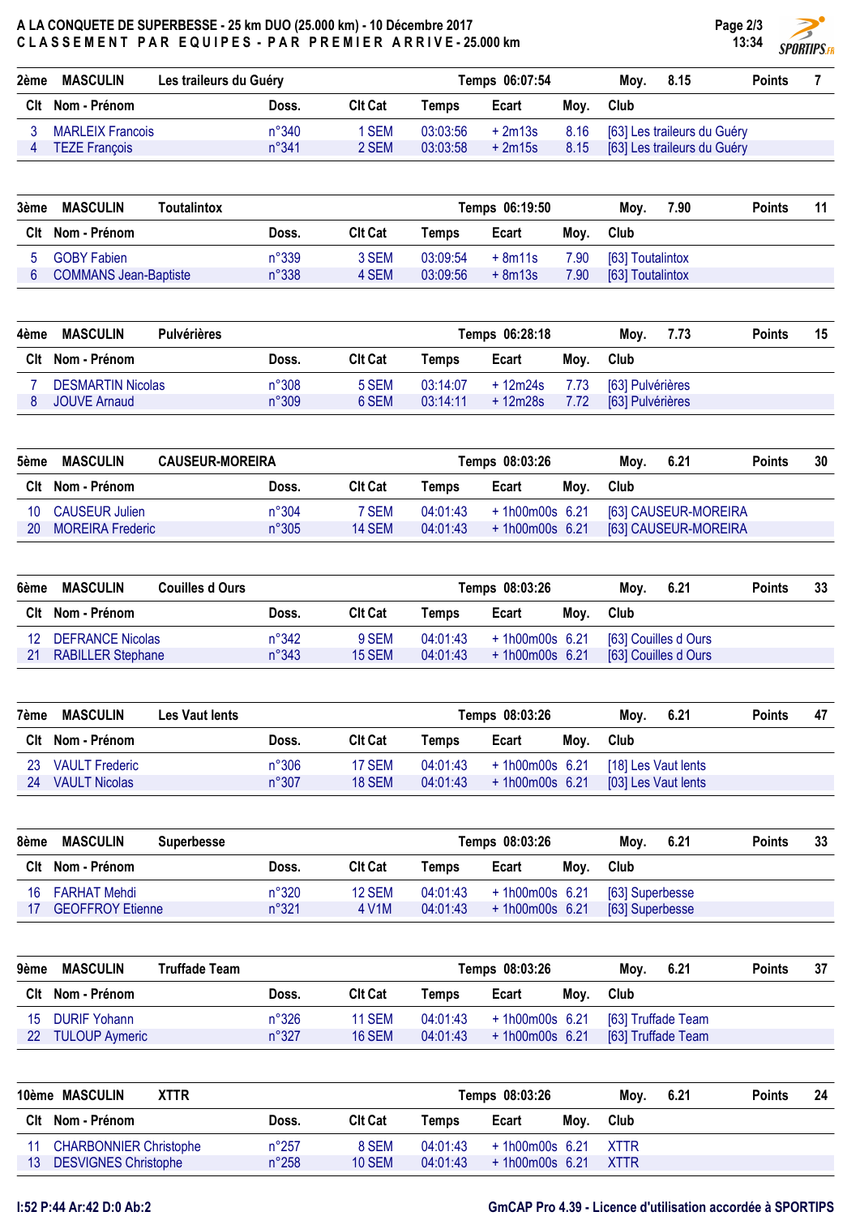# A LA CONQUETE DE SUPERBESSE - 25 km DUO (25.000 km) - 10 Décembre 2017

**CLASSEMENT PAR EQUIPES - PAR PREMIER ARRIVE - 25.000 km**

**2ème MASCULIN Les traileurs du Guéry — Temps 06:07:54 — Moy. 8.15 — Points 7**

| Clt | Nom - Prénom | Doss. | Clt Cat | Temps | Ecart | Moy. | Club |
|---|---|---|---|---|---|---|---|
| 3 | MARLEIX Francois | n°340 | 1 SEM | 03:03:56 | + 2m13s | 8.16 | [63] Les traileurs du Guéry |
| 4 | TEZE François | n°341 | 2 SEM | 03:03:58 | + 2m15s | 8.15 | [63] Les traileurs du Guéry |

**3ème MASCULIN Toutalintox — Temps 06:19:50 — Moy. 7.90 — Points 11**

| Clt | Nom - Prénom | Doss. | Clt Cat | Temps | Ecart | Moy. | Club |
|---|---|---|---|---|---|---|---|
| 5 | GOBY Fabien | n°339 | 3 SEM | 03:09:54 | + 8m11s | 7.90 | [63] Toutalintox |
| 6 | COMMANS Jean-Baptiste | n°338 | 4 SEM | 03:09:56 | + 8m13s | 7.90 | [63] Toutalintox |

**4ème MASCULIN Pulvérières — Temps 06:28:18 — Moy. 7.73 — Points 15**

| Clt | Nom - Prénom | Doss. | Clt Cat | Temps | Ecart | Moy. | Club |
|---|---|---|---|---|---|---|---|
| 7 | DESMARTIN Nicolas | n°308 | 5 SEM | 03:14:07 | + 12m24s | 7.73 | [63] Pulvérières |
| 8 | JOUVE Arnaud | n°309 | 6 SEM | 03:14:11 | + 12m28s | 7.72 | [63] Pulvérières |

**5ème MASCULIN CAUSEUR-MOREIRA — Temps 08:03:26 — Moy. 6.21 — Points 30**

| Clt | Nom - Prénom | Doss. | Clt Cat | Temps | Ecart | Moy. | Club |
|---|---|---|---|---|---|---|---|
| 10 | CAUSEUR Julien | n°304 | 7 SEM | 04:01:43 | + 1h00m00s | 6.21 | [63] CAUSEUR-MOREIRA |
| 20 | MOREIRA Frederic | n°305 | 14 SEM | 04:01:43 | + 1h00m00s | 6.21 | [63] CAUSEUR-MOREIRA |

**6ème MASCULIN Couilles d Ours — Temps 08:03:26 — Moy. 6.21 — Points 33**

| Clt | Nom - Prénom | Doss. | Clt Cat | Temps | Ecart | Moy. | Club |
|---|---|---|---|---|---|---|---|
| 12 | DEFRANCE Nicolas | n°342 | 9 SEM | 04:01:43 | + 1h00m00s | 6.21 | [63] Couilles d Ours |
| 21 | RABILLER Stephane | n°343 | 15 SEM | 04:01:43 | + 1h00m00s | 6.21 | [63] Couilles d Ours |

**7ème MASCULIN Les Vaut lents — Temps 08:03:26 — Moy. 6.21 — Points 47**

| Clt | Nom - Prénom | Doss. | Clt Cat | Temps | Ecart | Moy. | Club |
|---|---|---|---|---|---|---|---|
| 23 | VAULT Frederic | n°306 | 17 SEM | 04:01:43 | + 1h00m00s | 6.21 | [18] Les Vaut lents |
| 24 | VAULT Nicolas | n°307 | 18 SEM | 04:01:43 | + 1h00m00s | 6.21 | [03] Les Vaut lents |

**8ème MASCULIN Superbesse — Temps 08:03:26 — Moy. 6.21 — Points 33**

| Clt | Nom - Prénom | Doss. | Clt Cat | Temps | Ecart | Moy. | Club |
|---|---|---|---|---|---|---|---|
| 16 | FARHAT Mehdi | n°320 | 12 SEM | 04:01:43 | + 1h00m00s | 6.21 | [63] Superbesse |
| 17 | GEOFFROY Etienne | n°321 | 4 V1M | 04:01:43 | + 1h00m00s | 6.21 | [63] Superbesse |

**9ème MASCULIN Truffade Team — Temps 08:03:26 — Moy. 6.21 — Points 37**

| Clt | Nom - Prénom | Doss. | Clt Cat | Temps | Ecart | Moy. | Club |
|---|---|---|---|---|---|---|---|
| 15 | DURIF Yohann | n°326 | 11 SEM | 04:01:43 | + 1h00m00s | 6.21 | [63] Truffade Team |
| 22 | TULOUP Aymeric | n°327 | 16 SEM | 04:01:43 | + 1h00m00s | 6.21 | [63] Truffade Team |

**10ème MASCULIN XTTR — Temps 08:03:26 — Moy. 6.21 — Points 24**

| Clt | Nom - Prénom | Doss. | Clt Cat | Temps | Ecart | Moy. | Club |
|---|---|---|---|---|---|---|---|
| 11 | CHARBONNIER Christophe | n°257 | 8 SEM | 04:01:43 | + 1h00m00s | 6.21 | XTTR |
| 13 | DESVIGNES Christophe | n°258 | 10 SEM | 04:01:43 | + 1h00m00s | 6.21 | XTTR |

I:52 P:44 Ar:42 D:0 Ab:2

GmCAP Pro 4.39 - Licence d'utilisation accordée à SPORTIPS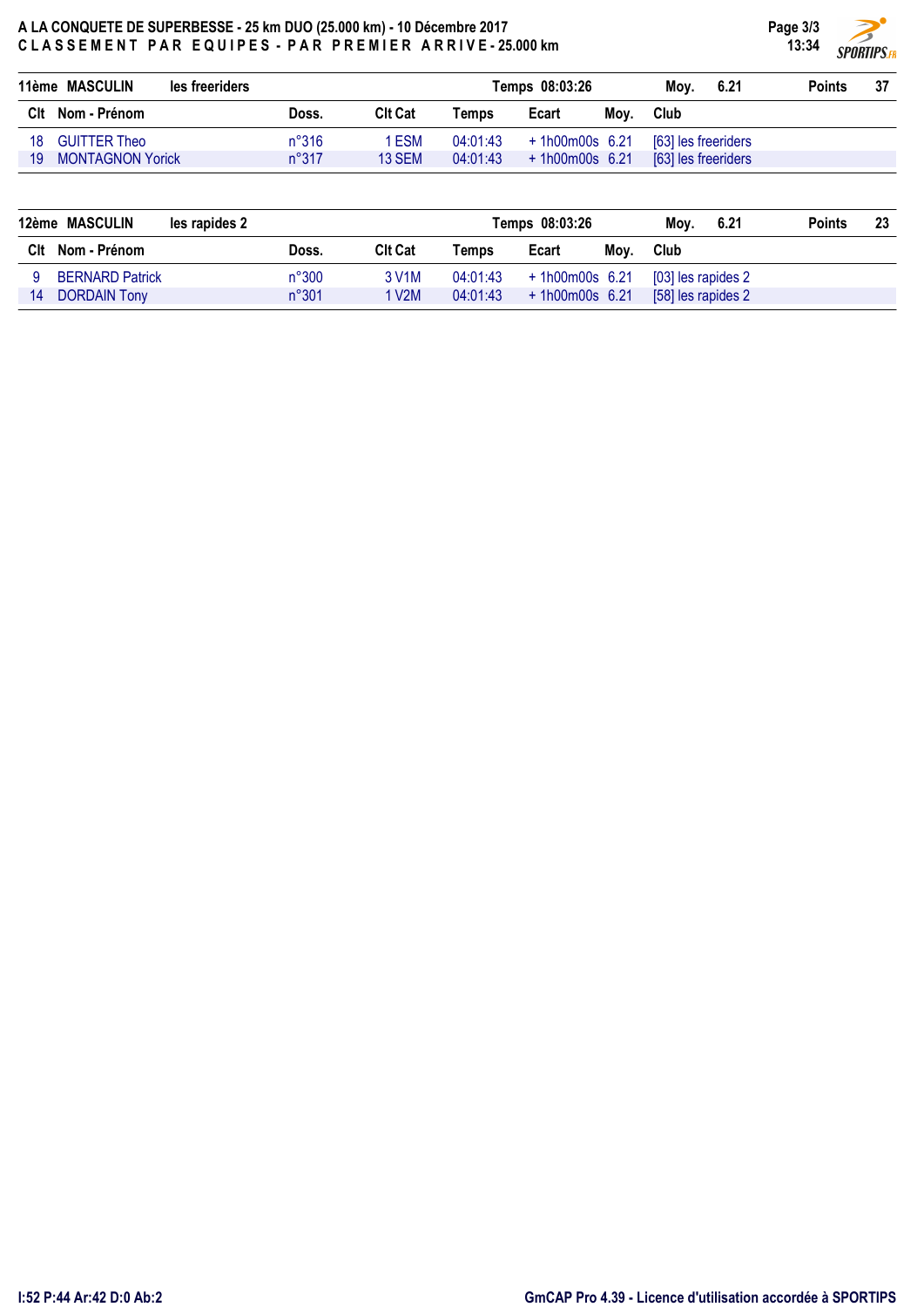| 11ème MASCULIN | les freeriders | | Temps 08:03:26 | | | Moy. 6.21 | Points 37 |
|---|---|---|---|---|---|---|---|
| Clt | Nom - Prénom | Doss. | Clt Cat | Temps | Ecart | Moy. | Club |
| 18 | GUITTER Theo | n°316 | 1 ESM | 04:01:43 | + 1h00m00s | 6.21 | [63] les freeriders |
| 19 | MONTAGNON Yorick | n°317 | 13 SEM | 04:01:43 | + 1h00m00s | 6.21 | [63] les freeriders |

| 12ème MASCULIN | les rapides 2 | | Temps 08:03:26 | | | Moy. 6.21 | Points 23 |
|---|---|---|---|---|---|---|---|
| Clt | Nom - Prénom | Doss. | Clt Cat | Temps | Ecart | Moy. | Club |
| 9 | BERNARD Patrick | n°300 | 3 V1M | 04:01:43 | + 1h00m00s | 6.21 | [03] les rapides 2 |
| 14 | DORDAIN Tony | n°301 | 1 V2M | 04:01:43 | + 1h00m00s | 6.21 | [58] les rapides 2 |

I:52 P:44 Ar:42 D:0 Ab:2